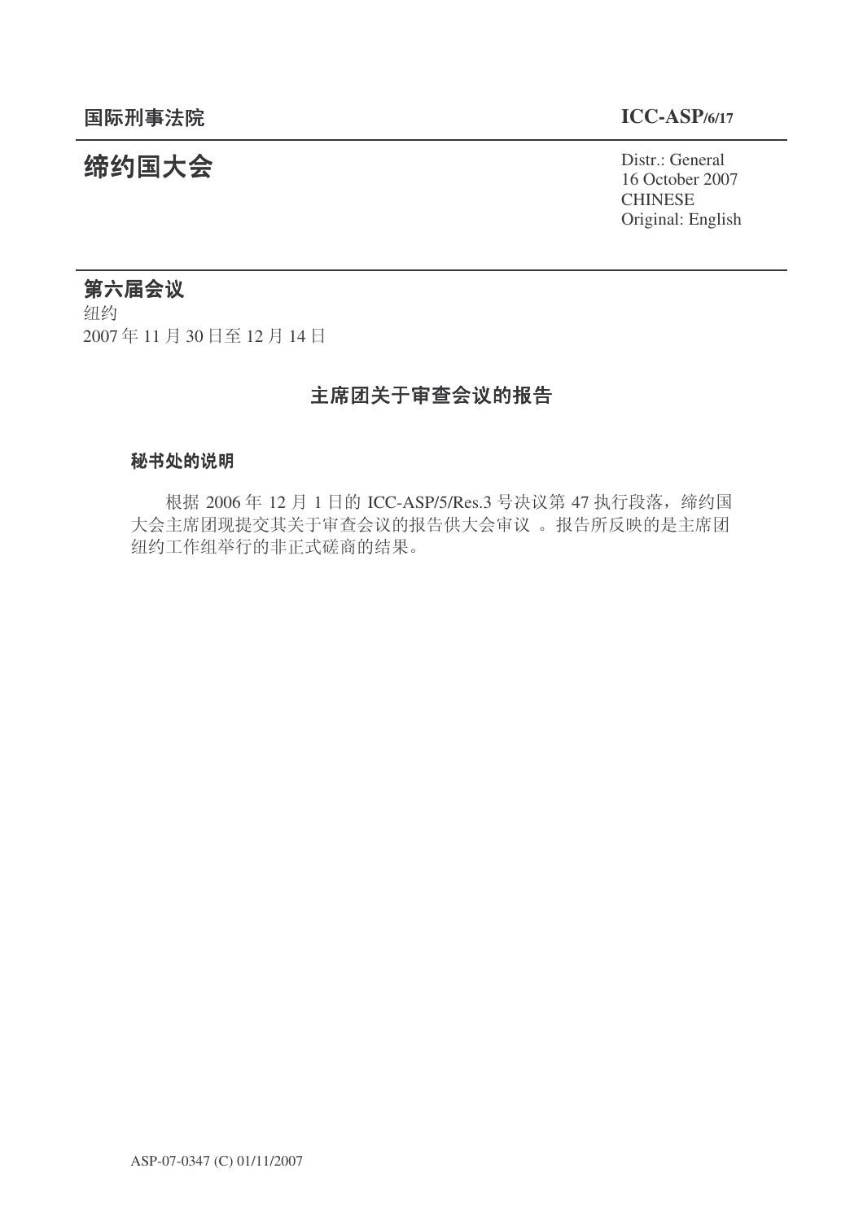**国际刑事法院** **ICC-ASP/6/17**

# 缔约国大会

Distr.: General
16 October 2007
CHINESE
Original: English

## 第六届会议

纽约
2007 年 11 月 30 日至 12 月 14 日

## 主席团关于审查会议的报告

### 秘书处的说明

根据 2006 年 12 月 1 日的 ICC-ASP/5/Res.3 号决议第 47 执行段落，缔约国大会主席团现提交其关于审查会议的报告供大会审议 。报告所反映的是主席团纽约工作组举行的非正式磋商的结果。

ASP-07-0347 (C) 01/11/2007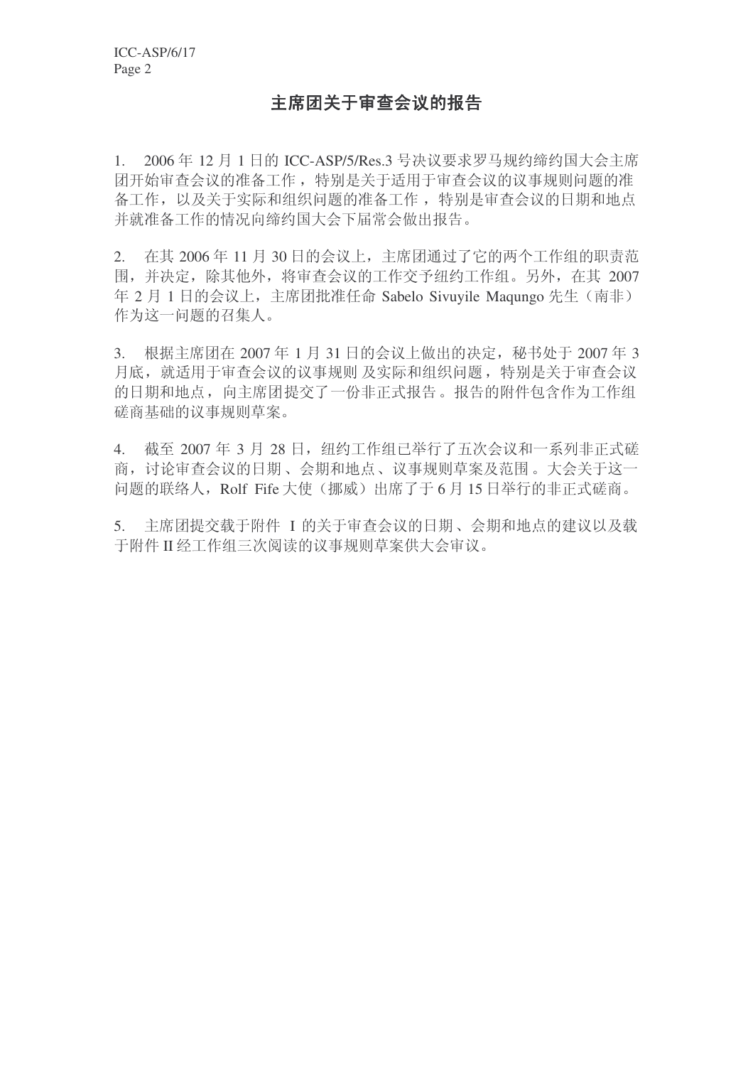# 主席团关于审查会议的报告

1. 2006 年 12 月 1 日的 ICC-ASP/5/Res.3 号决议要求罗马规约缔约国大会主席团开始审查会议的准备工作，特别是关于适用于审查会议的议事规则问题的准备工作，以及关于实际和组织问题的准备工作，特别是审查会议的日期和地点并就准备工作的情况向缔约国大会下届常会做出报告。

2. 在其 2006 年 11 月 30 日的会议上，主席团通过了它的两个工作组的职责范围，并决定，除其他外，将审查会议的工作交予纽约工作组。另外，在其 2007 年 2 月 1 日的会议上，主席团批准任命 Sabelo Sivuyile Maqungo 先生（南非）作为这一问题的召集人。

3. 根据主席团在 2007 年 1 月 31 日的会议上做出的决定，秘书处于 2007 年 3 月底，就适用于审查会议的议事规则 及实际和组织问题，特别是关于审查会议的日期和地点，向主席团提交了一份非正式报告。报告的附件包含作为工作组磋商基础的议事规则草案。

4. 截至 2007 年 3 月 28 日，纽约工作组已举行了五次会议和一系列非正式磋商，讨论审查会议的日期、会期和地点、议事规则草案及范围。大会关于这一问题的联络人，Rolf Fife 大使（挪威）出席了于 6 月 15 日举行的非正式磋商。

5. 主席团提交载于附件 I 的关于审查会议的日期、会期和地点的建议以及载于附件 II 经工作组三次阅读的议事规则草案供大会审议。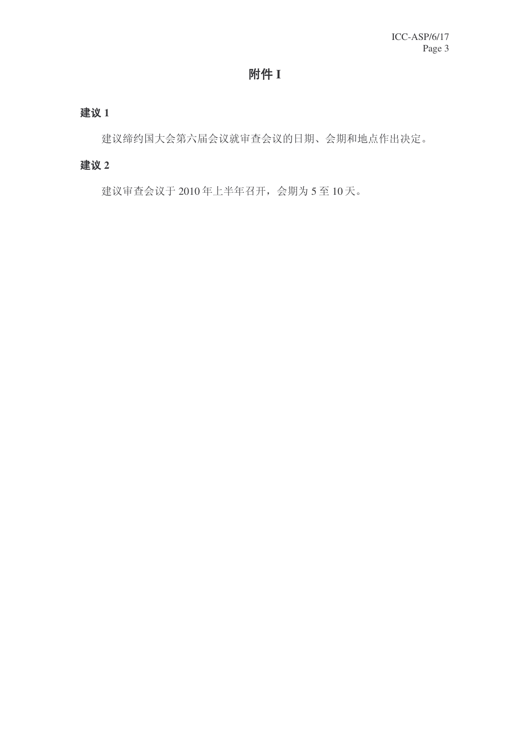# 附件 I

**建议 1**

建议缔约国大会第六届会议就审查会议的日期、会期和地点作出决定。

**建议 2**

建议审查会议于 2010 年上半年召开，会期为 5 至 10 天。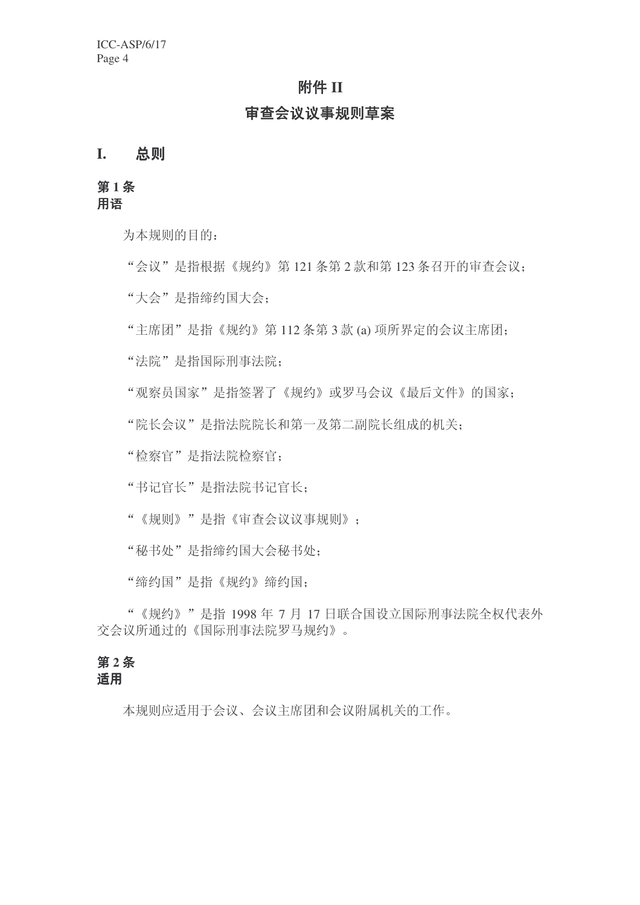# 附件 II

## 审查会议议事规则草案

## I. 总则

### 第 1 条
### 用语

为本规则的目的：

“会议”是指根据《规约》第 121 条第 2 款和第 123 条召开的审查会议；

“大会”是指缔约国大会；

“主席团”是指《规约》第 112 条第 3 款 (a) 项所界定的会议主席团；

“法院”是指国际刑事法院；

“观察员国家”是指签署了《规约》或罗马会议《最后文件》的国家；

“院长会议”是指法院院长和第一及第二副院长组成的机关；

“检察官”是指法院检察官；

“书记官长”是指法院书记官长；

“《规则》”是指《审查会议议事规则》；

“秘书处”是指缔约国大会秘书处；

“缔约国”是指《规约》缔约国；

“《规约》”是指 1998 年 7 月 17 日联合国设立国际刑事法院全权代表外交会议所通过的《国际刑事法院罗马规约》。

### 第 2 条
### 适用

本规则应适用于会议、会议主席团和会议附属机关的工作。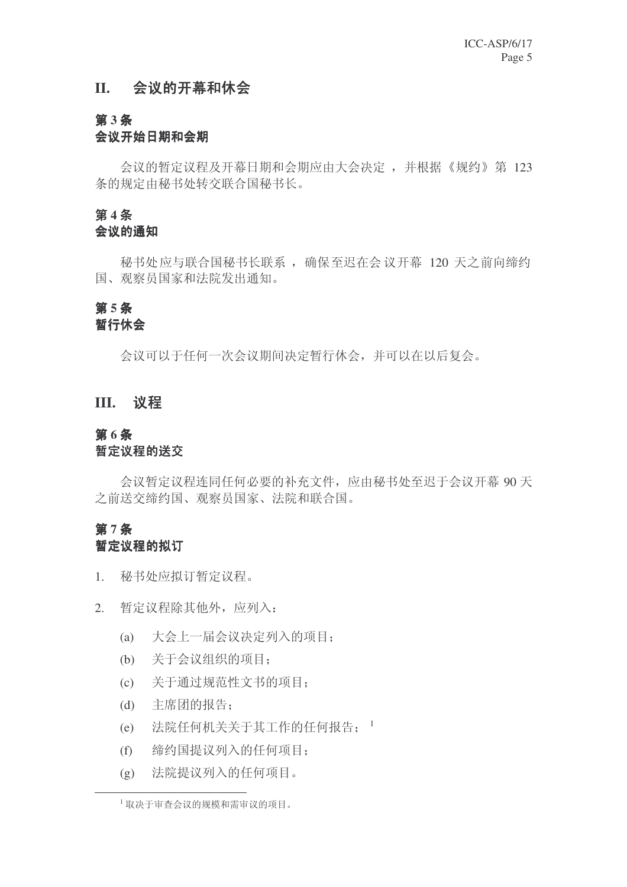## II. 会议的开幕和休会

### 第 3 条
### 会议开始日期和会期

会议的暂定议程及开幕日期和会期应由大会决定，并根据《规约》第 123 条的规定由秘书处转交联合国秘书长。

### 第 4 条
### 会议的通知

秘书处应与联合国秘书长联系，确保至迟在会议开幕 120 天之前向缔约国、观察员国家和法院发出通知。

### 第 5 条
### 暂行休会

会议可以于任何一次会议期间决定暂行休会，并可以在以后复会。

## III. 议程

### 第 6 条
### 暂定议程的送交

会议暂定议程连同任何必要的补充文件，应由秘书处至迟于会议开幕 90 天之前送交缔约国、观察员国家、法院和联合国。

### 第 7 条
### 暂定议程的拟订

1. 秘书处应拟订暂定议程。

2. 暂定议程除其他外，应列入：

   (a) 大会上一届会议决定列入的项目；

   (b) 关于会议组织的项目；

   (c) 关于通过规范性文书的项目；

   (d) 主席团的报告；

   (e) 法院任何机关关于其工作的任何报告；[1]

   (f) 缔约国提议列入的任何项目；

   (g) 法院提议列入的任何项目。

[1] 取决于审查会议的规模和需审议的项目。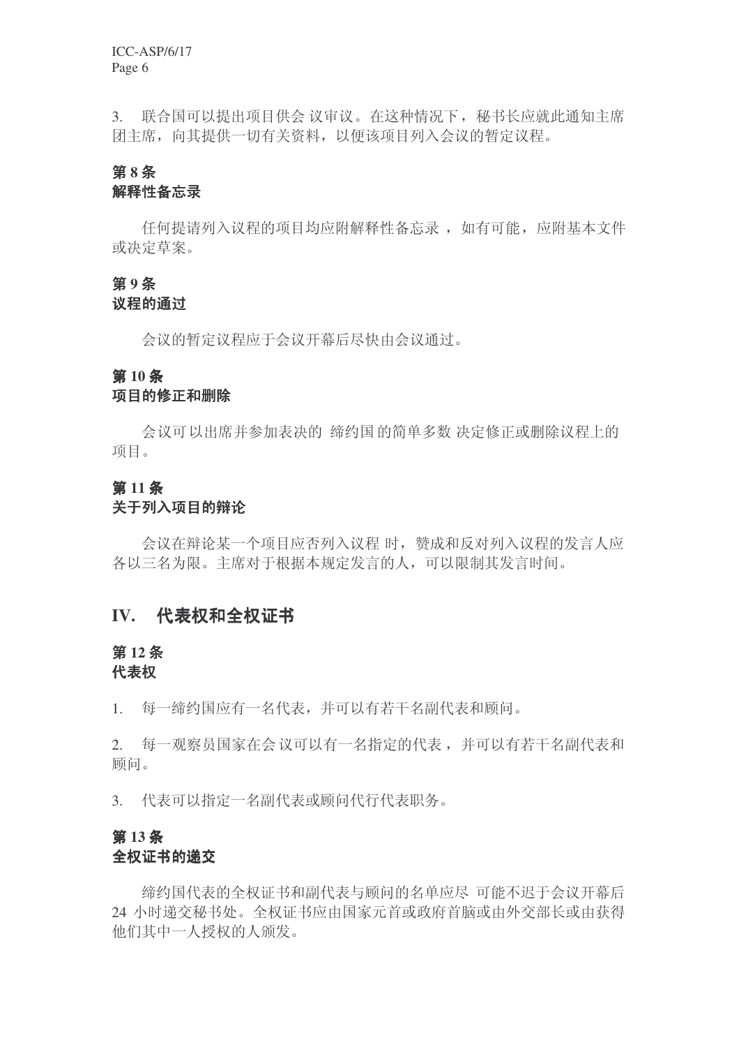3. 联合国可以提出项目供会议审议。在这种情况下，秘书长应就此通知主席团主席，向其提供一切有关资料，以便该项目列入会议的暂定议程。

### 第 8 条
### 解释性备忘录

任何提请列入议程的项目均应附解释性备忘录，如有可能，应附基本文件或决定草案。

### 第 9 条
### 议程的通过

会议的暂定议程应于会议开幕后尽快由会议通过。

### 第 10 条
### 项目的修正和删除

会议可以出席并参加表决的缔约国的简单多数决定修正或删除议程上的项目。

### 第 11 条
### 关于列入项目的辩论

会议在辩论某一个项目应否列入议程时，赞成和反对列入议程的发言人应各以三名为限。主席对于根据本规定发言的人，可以限制其发言时间。

## IV. 代表权和全权证书

### 第 12 条
### 代表权

1. 每一缔约国应有一名代表，并可以有若干名副代表和顾问。

2. 每一观察员国家在会议可以有一名指定的代表，并可以有若干名副代表和顾问。

3. 代表可以指定一名副代表或顾问代行代表职务。

### 第 13 条
### 全权证书的递交

缔约国代表的全权证书和副代表与顾问的名单应尽可能不迟于会议开幕后 24 小时递交秘书处。全权证书应由国家元首或政府首脑或由外交部长或由获得他们其中一人授权的人颁发。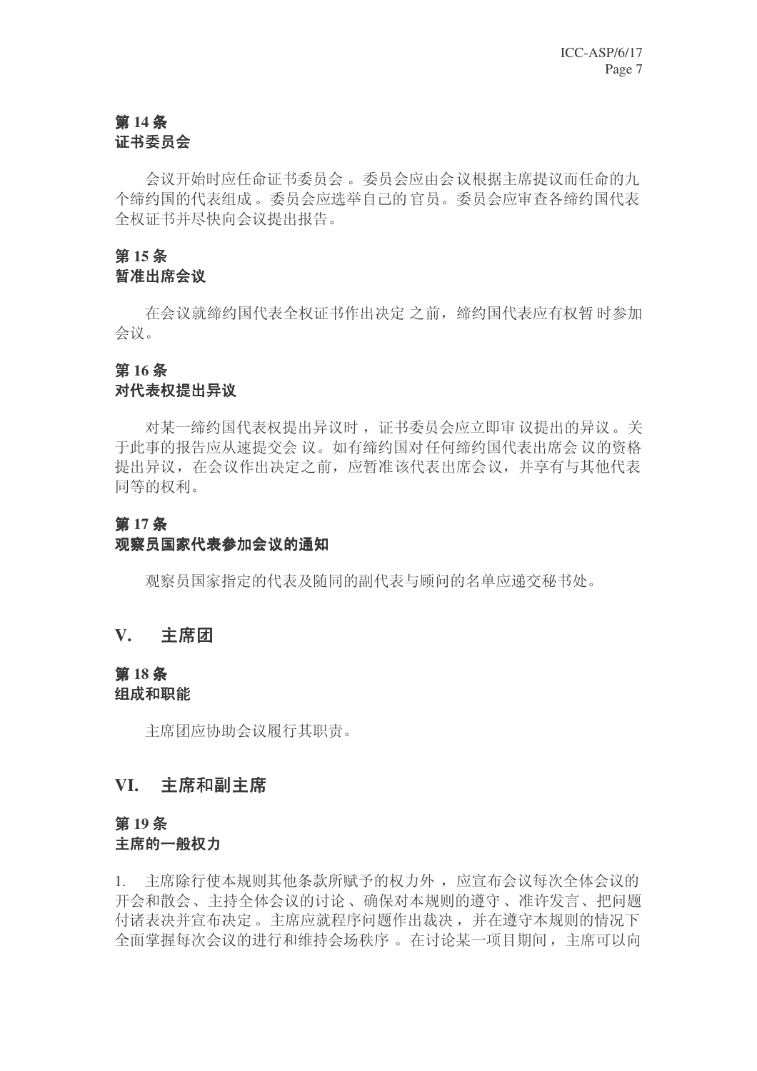### 第 14 条
### 证书委员会

会议开始时应任命证书委员会。委员会应由会议根据主席提议而任命的九个缔约国的代表组成。委员会应选举自己的官员。委员会应审查各缔约国代表全权证书并尽快向会议提出报告。

### 第 15 条
### 暂准出席会议

在会议就缔约国代表全权证书作出决定之前，缔约国代表应有权暂时参加会议。

### 第 16 条
### 对代表权提出异议

对某一缔约国代表权提出异议时，证书委员会应立即审议提出的异议。关于此事的报告应从速提交会议。如有缔约国对任何缔约国代表出席会议的资格提出异议，在会议作出决定之前，应暂准该代表出席会议，并享有与其他代表同等的权利。

### 第 17 条
### 观察员国家代表参加会议的通知

观察员国家指定的代表及随同的副代表与顾问的名单应递交秘书处。

## V. 主席团

### 第 18 条
### 组成和职能

主席团应协助会议履行其职责。

## VI. 主席和副主席

### 第 19 条
### 主席的一般权力

1. 主席除行使本规则其他条款所赋予的权力外，应宣布会议每次全体会议的开会和散会、主持全体会议的讨论、确保对本规则的遵守、准许发言、把问题付诸表决并宣布决定。主席应就程序问题作出裁决，并在遵守本规则的情况下全面掌握每次会议的进行和维持会场秩序。在讨论某一项目期间，主席可以向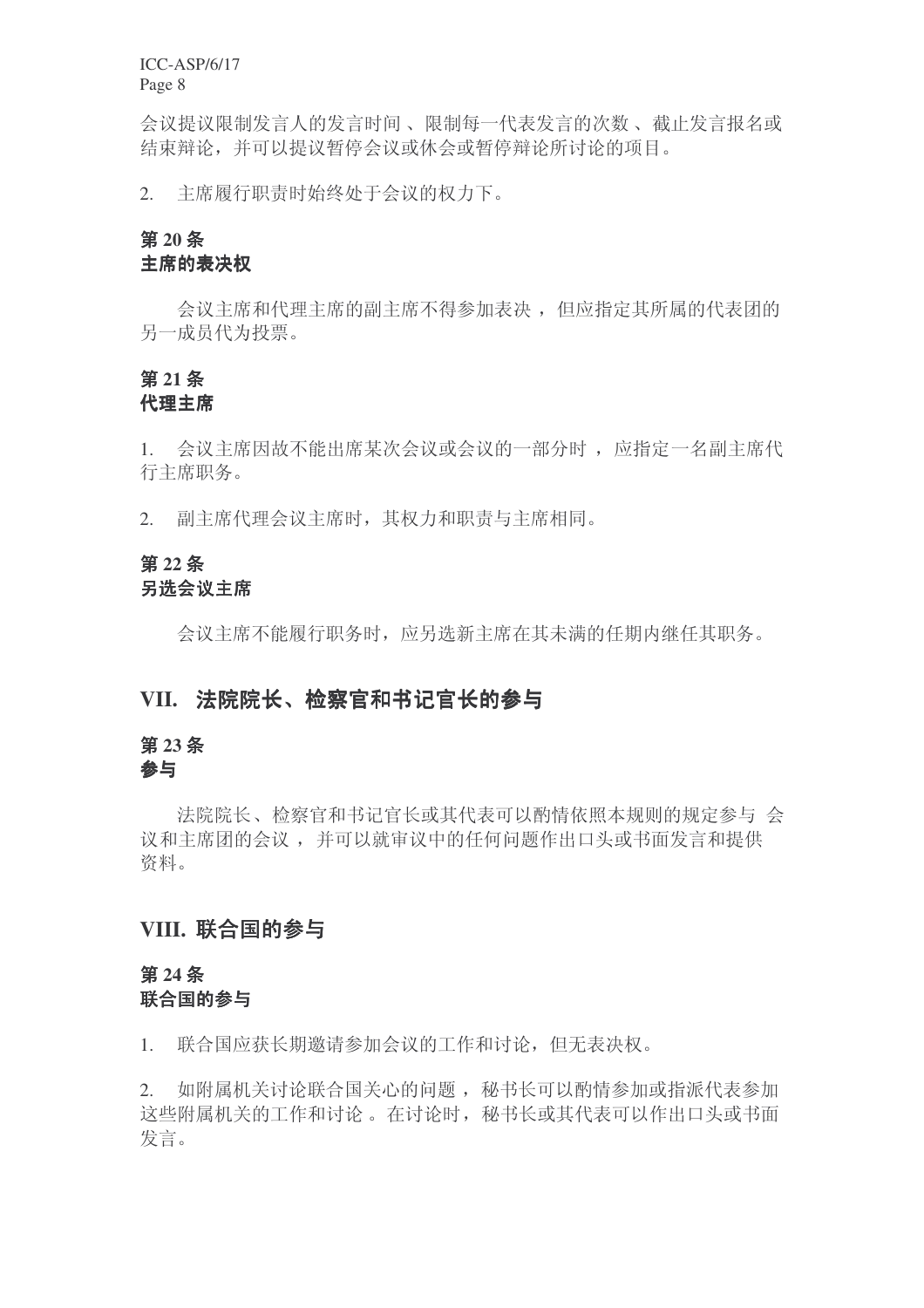会议提议限制发言人的发言时间、限制每一代表发言的次数、截止发言报名或结束辩论，并可以提议暂停会议或休会或暂停辩论所讨论的项目。

2. 主席履行职责时始终处于会议的权力下。

### 第 20 条
### 主席的表决权

会议主席和代理主席的副主席不得参加表决，但应指定其所属的代表团的另一成员代为投票。

### 第 21 条
### 代理主席

1. 会议主席因故不能出席某次会议或会议的一部分时，应指定一名副主席代行主席职务。

2. 副主席代理会议主席时，其权力和职责与主席相同。

### 第 22 条
### 另选会议主席

会议主席不能履行职务时，应另选新主席在其未满的任期内继任其职务。

## VII. 法院院长、检察官和书记官长的参与

### 第 23 条
### 参与

法院院长、检察官和书记官长或其代表可以酌情依照本规则的规定参与会议和主席团的会议，并可以就审议中的任何问题作出口头或书面发言和提供资料。

## VIII. 联合国的参与

### 第 24 条
### 联合国的参与

1. 联合国应获长期邀请参加会议的工作和讨论，但无表决权。

2. 如附属机关讨论联合国关心的问题，秘书长可以酌情参加或指派代表参加这些附属机关的工作和讨论。在讨论时，秘书长或其代表可以作出口头或书面发言。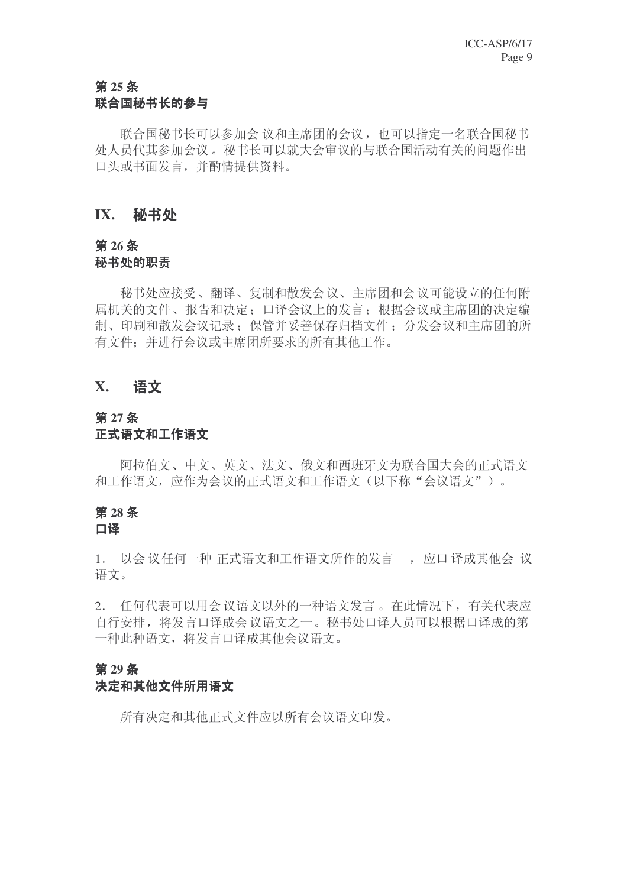### 第 25 条
### 联合国秘书长的参与

联合国秘书长可以参加会议和主席团的会议，也可以指定一名联合国秘书处人员代其参加会议。秘书长可以就大会审议的与联合国活动有关的问题作出口头或书面发言，并酌情提供资料。

## IX. 秘书处

### 第 26 条
### 秘书处的职责

秘书处应接受、翻译、复制和散发会议、主席团和会议可能设立的任何附属机关的文件、报告和决定；口译会议上的发言；根据会议或主席团的决定编制、印刷和散发会议记录；保管并妥善保存归档文件；分发会议和主席团的所有文件；并进行会议或主席团所要求的所有其他工作。

## X. 语文

### 第 27 条
### 正式语文和工作语文

阿拉伯文、中文、英文、法文、俄文和西班牙文为联合国大会的正式语文和工作语文，应作为会议的正式语文和工作语文（以下称“会议语文”）。

### 第 28 条
### 口译

1. 以会议任何一种正式语文和工作语文所作的发言，应口译成其他会议语文。

2. 任何代表可以用会议语文以外的一种语文发言。在此情况下，有关代表应自行安排，将发言口译成会议语文之一。秘书处口译人员可以根据口译成的第一种此种语文，将发言口译成其他会议语文。

### 第 29 条
### 决定和其他文件所用语文

所有决定和其他正式文件应以所有会议语文印发。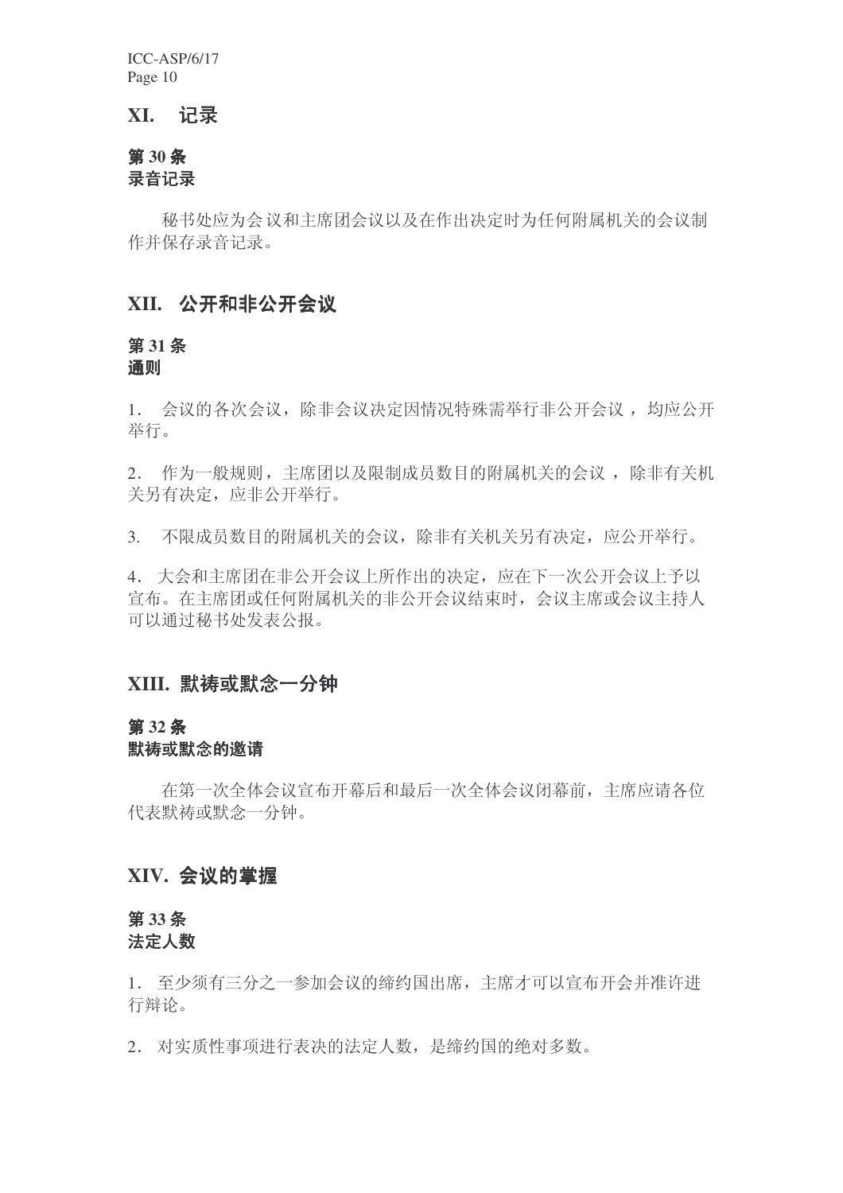## XI. 记录

### 第 30 条
### 录音记录

秘书处应为会议和主席团会议以及在作出决定时为任何附属机关的会议制作并保存录音记录。

## XII. 公开和非公开会议

### 第 31 条
### 通则

1．会议的各次会议，除非会议决定因情况特殊需举行非公开会议，均应公开举行。

2．作为一般规则，主席团以及限制成员数目的附属机关的会议，除非有关机关另有决定，应非公开举行。

3. 不限成员数目的附属机关的会议，除非有关机关另有决定，应公开举行。

4．大会和主席团在非公开会议上所作出的决定，应在下一次公开会议上予以宣布。在主席团或任何附属机关的非公开会议结束时，会议主席或会议主持人可以通过秘书处发表公报。

## XIII. 默祷或默念一分钟

### 第 32 条
### 默祷或默念的邀请

在第一次全体会议宣布开幕后和最后一次全体会议闭幕前，主席应请各位代表默祷或默念一分钟。

## XIV. 会议的掌握

### 第 33 条
### 法定人数

1．至少须有三分之一参加会议的缔约国出席，主席才可以宣布开会并准许进行辩论。

2．对实质性事项进行表决的法定人数，是缔约国的绝对多数。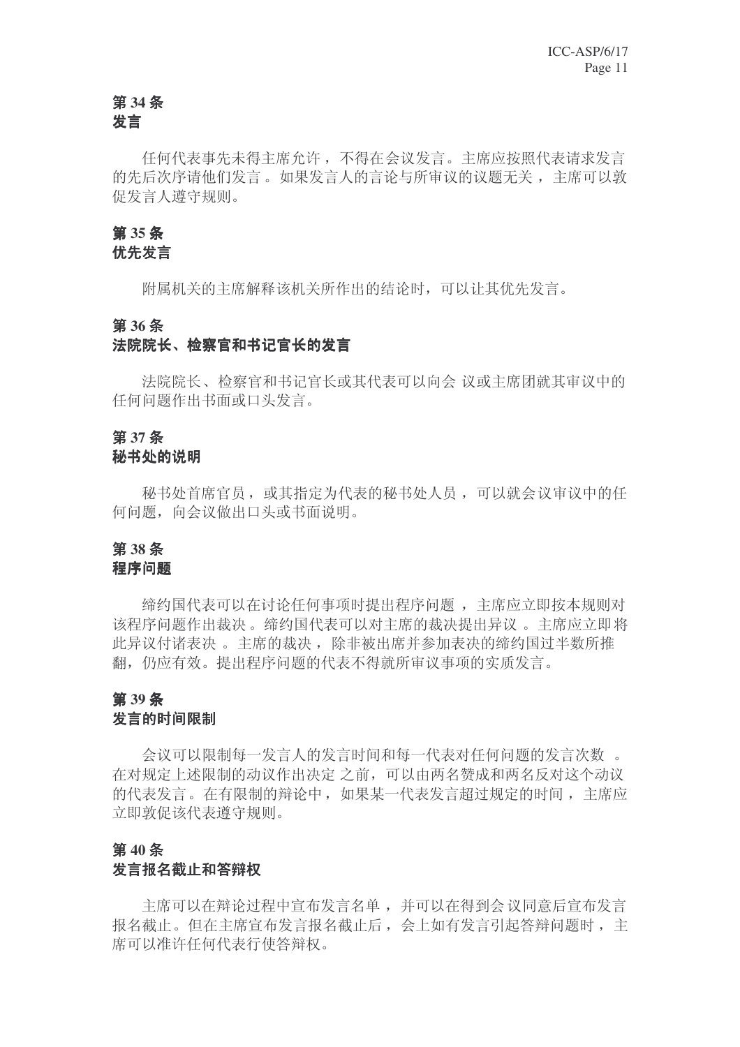### 第 34 条
### 发言

任何代表事先未得主席允许，不得在会议发言。主席应按照代表请求发言的先后次序请他们发言。如果发言人的言论与所审议的议题无关，主席可以敦促发言人遵守规则。

### 第 35 条
### 优先发言

附属机关的主席解释该机关所作出的结论时，可以让其优先发言。

### 第 36 条
### 法院院长、检察官和书记官长的发言

法院院长、检察官和书记官长或其代表可以向会议或主席团就其审议中的任何问题作出书面或口头发言。

### 第 37 条
### 秘书处的说明

秘书处首席官员，或其指定为代表的秘书处人员，可以就会议审议中的任何问题，向会议做出口头或书面说明。

### 第 38 条
### 程序问题

缔约国代表可以在讨论任何事项时提出程序问题，主席应立即按本规则对该程序问题作出裁决。缔约国代表可以对主席的裁决提出异议。主席应立即将此异议付诸表决。主席的裁决，除非被出席并参加表决的缔约国过半数所推翻，仍应有效。提出程序问题的代表不得就所审议事项的实质发言。

### 第 39 条
### 发言的时间限制

会议可以限制每一发言人的发言时间和每一代表对任何问题的发言次数。在对规定上述限制的动议作出决定之前，可以由两名赞成和两名反对这个动议的代表发言。在有限制的辩论中，如果某一代表发言超过规定的时间，主席应立即敦促该代表遵守规则。

### 第 40 条
### 发言报名截止和答辩权

主席可以在辩论过程中宣布发言名单，并可以在得到会议同意后宣布发言报名截止。但在主席宣布发言报名截止后，会上如有发言引起答辩问题时，主席可以准许任何代表行使答辩权。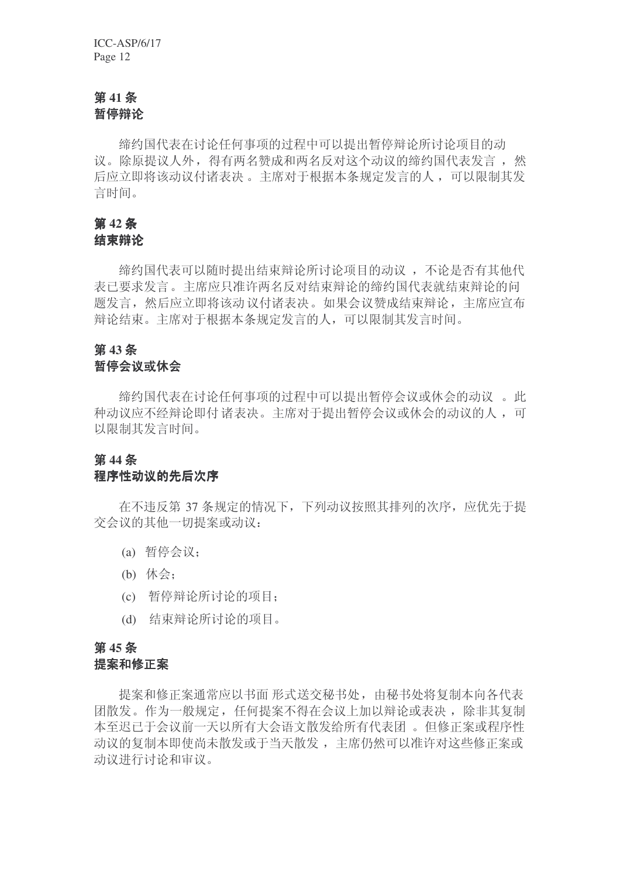### 第 41 条
### 暂停辩论

缔约国代表在讨论任何事项的过程中可以提出暂停辩论所讨论项目的动议。除原提议人外，得有两名赞成和两名反对这个动议的缔约国代表发言，然后应立即将该动议付诸表决。主席对于根据本条规定发言的人，可以限制其发言时间。

### 第 42 条
### 结束辩论

缔约国代表可以随时提出结束辩论所讨论项目的动议，不论是否有其他代表已要求发言。主席应只准许两名反对结束辩论的缔约国代表就结束辩论的问题发言，然后应立即将该动议付诸表决。如果会议赞成结束辩论，主席应宣布辩论结束。主席对于根据本条规定发言的人，可以限制其发言时间。

### 第 43 条
### 暂停会议或休会

缔约国代表在讨论任何事项的过程中可以提出暂停会议或休会的动议。此种动议应不经辩论即付诸表决。主席对于提出暂停会议或休会的动议的人，可以限制其发言时间。

### 第 44 条
### 程序性动议的先后次序

在不违反第 37 条规定的情况下，下列动议按照其排列的次序，应优先于提交会议的其他一切提案或动议：

(a) 暂停会议；

(b) 休会；

(c) 暂停辩论所讨论的项目；

(d) 结束辩论所讨论的项目。

### 第 45 条
### 提案和修正案

提案和修正案通常应以书面形式送交秘书处，由秘书处将复制本向各代表团散发。作为一般规定，任何提案不得在会议上加以辩论或表决，除非其复制本至迟已于会议前一天以所有大会语文散发给所有代表团。但修正案或程序性动议的复制本即使尚未散发或于当天散发，主席仍然可以准许对这些修正案或动议进行讨论和审议。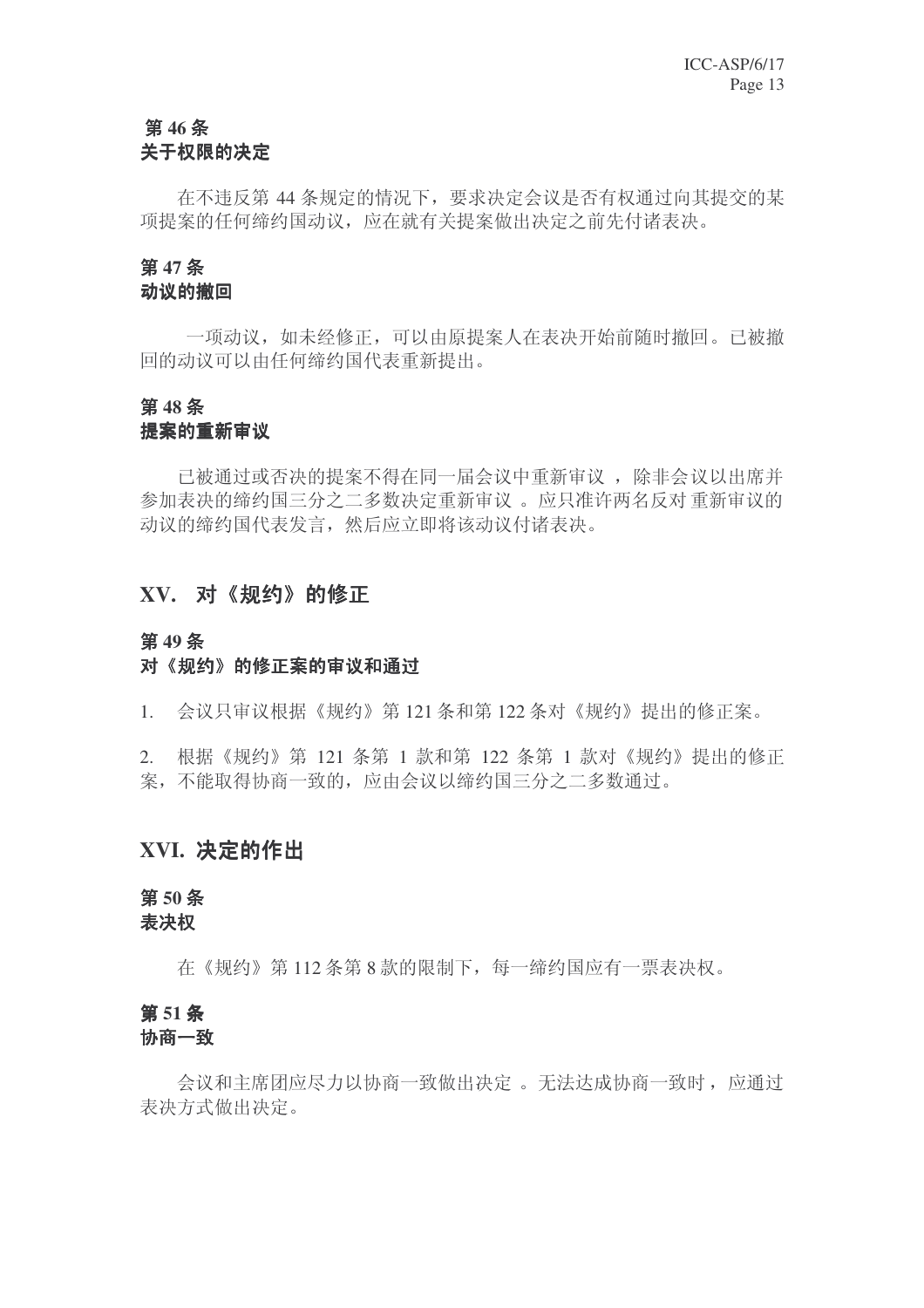### 第 46 条
### 关于权限的决定

在不违反第 44 条规定的情况下，要求决定会议是否有权通过向其提交的某项提案的任何缔约国动议，应在就有关提案做出决定之前先付诸表决。

### 第 47 条
### 动议的撤回

一项动议，如未经修正，可以由原提案人在表决开始前随时撤回。已被撤回的动议可以由任何缔约国代表重新提出。

### 第 48 条
### 提案的重新审议

已被通过或否决的提案不得在同一届会议中重新审议，除非会议以出席并参加表决的缔约国三分之二多数决定重新审议。应只准许两名反对重新审议的动议的缔约国代表发言，然后应立即将该动议付诸表决。

## XV. 对《规约》的修正

### 第 49 条
### 对《规约》的修正案的审议和通过

1. 会议只审议根据《规约》第 121 条和第 122 条对《规约》提出的修正案。

2. 根据《规约》第 121 条第 1 款和第 122 条第 1 款对《规约》提出的修正案，不能取得协商一致的，应由会议以缔约国三分之二多数通过。

## XVI. 决定的作出

### 第 50 条
### 表决权

在《规约》第 112 条第 8 款的限制下，每一缔约国应有一票表决权。

### 第 51 条
### 协商一致

会议和主席团应尽力以协商一致做出决定。无法达成协商一致时，应通过表决方式做出决定。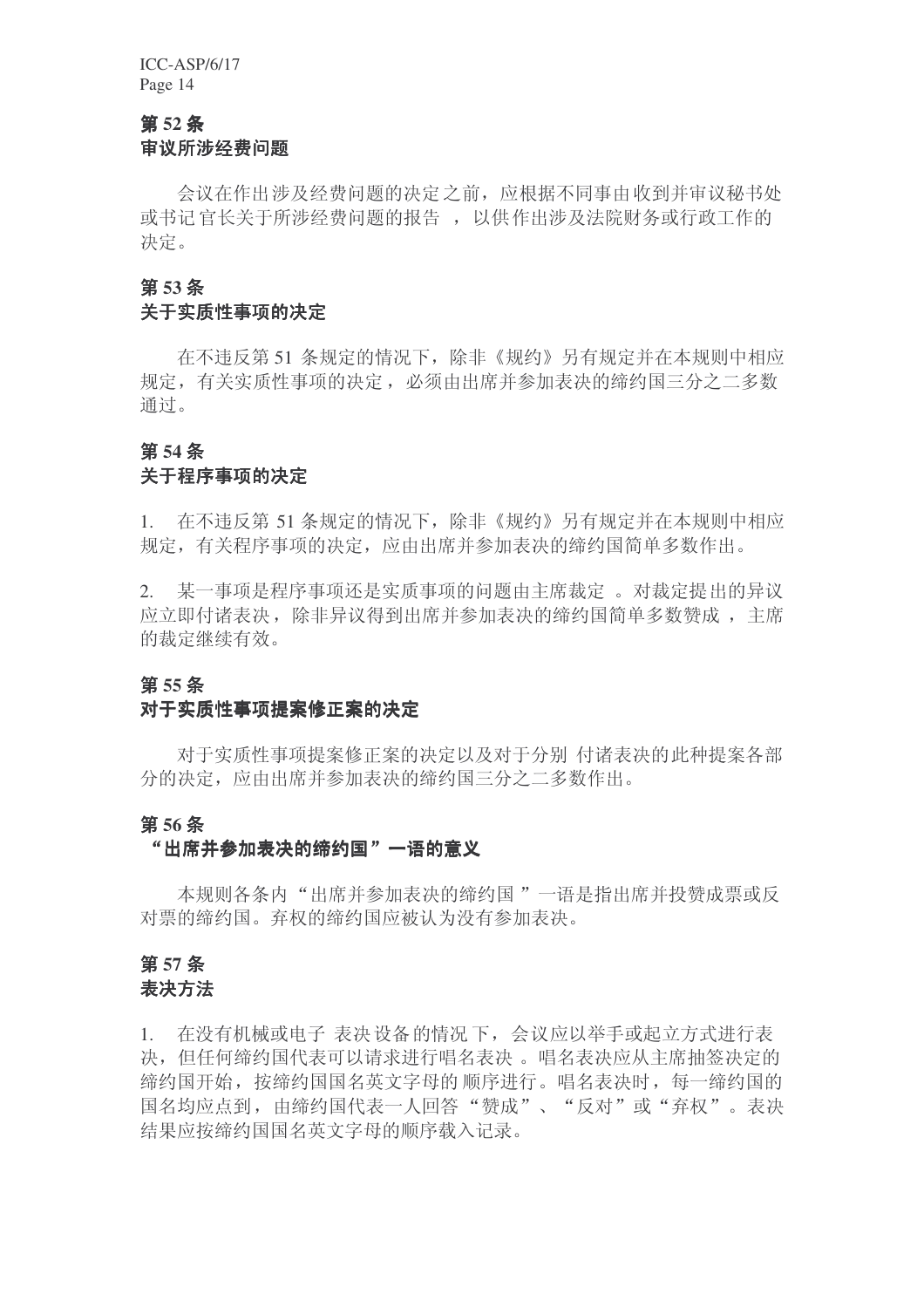## 第 52 条
## 审议所涉经费问题

会议在作出涉及经费问题的决定之前，应根据不同事由收到并审议秘书处或书记官长关于所涉经费问题的报告，以供作出涉及法院财务或行政工作的决定。

## 第 53 条
## 关于实质性事项的决定

在不违反第 51 条规定的情况下，除非《规约》另有规定并在本规则中相应规定，有关实质性事项的决定，必须由出席并参加表决的缔约国三分之二多数通过。

## 第 54 条
## 关于程序事项的决定

1. 在不违反第 51 条规定的情况下，除非《规约》另有规定并在本规则中相应规定，有关程序事项的决定，应由出席并参加表决的缔约国简单多数作出。

2. 某一事项是程序事项还是实质事项的问题由主席裁定。对裁定提出的异议应立即付诸表决，除非异议得到出席并参加表决的缔约国简单多数赞成，主席的裁定继续有效。

## 第 55 条
## 对于实质性事项提案修正案的决定

对于实质性事项提案修正案的决定以及对于分别付诸表决的此种提案各部分的决定，应由出席并参加表决的缔约国三分之二多数作出。

## 第 56 条
## “出席并参加表决的缔约国”一语的意义

本规则各条内“出席并参加表决的缔约国”一语是指出席并投赞成票或反对票的缔约国。弃权的缔约国应被认为没有参加表决。

## 第 57 条
## 表决方法

1. 在没有机械或电子表决设备的情况下，会议应以举手或起立方式进行表决，但任何缔约国代表可以请求进行唱名表决。唱名表决应从主席抽签决定的缔约国开始，按缔约国国名英文字母的顺序进行。唱名表决时，每一缔约国的国名均应点到，由缔约国代表一人回答“赞成”、“反对”或“弃权”。表决结果应按缔约国国名英文字母的顺序载入记录。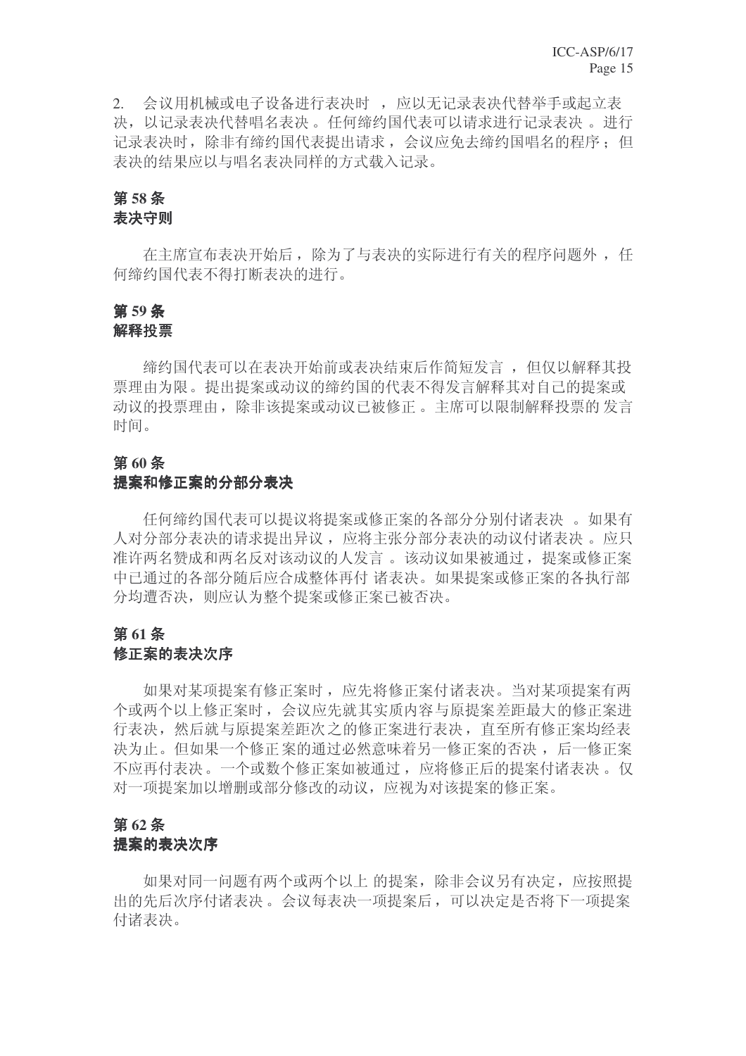2. 会议用机械或电子设备进行表决时，应以无记录表决代替举手或起立表决，以记录表决代替唱名表决。任何缔约国代表可以请求进行记录表决。进行记录表决时，除非有缔约国代表提出请求，会议应免去缔约国唱名的程序；但表决的结果应以与唱名表决同样的方式载入记录。

### 第 58 条
### 表决守则

在主席宣布表决开始后，除为了与表决的实际进行有关的程序问题外，任何缔约国代表不得打断表决的进行。

### 第 59 条
### 解释投票

缔约国代表可以在表决开始前或表决结束后作简短发言，但仅以解释其投票理由为限。提出提案或动议的缔约国的代表不得发言解释其对自己的提案或动议的投票理由，除非该提案或动议已被修正。主席可以限制解释投票的发言时间。

### 第 60 条
### 提案和修正案的分部分表决

任何缔约国代表可以提议将提案或修正案的各部分分别付诸表决。如果有人对分部分表决的请求提出异议，应将主张分部分表决的动议付诸表决。应只准许两名赞成和两名反对该动议的人发言。该动议如果被通过，提案或修正案中已通过的各部分随后应合成整体再付诸表决。如果提案或修正案的各执行部分均遭否决，则应认为整个提案或修正案已被否决。

### 第 61 条
### 修正案的表决次序

如果对某项提案有修正案时，应先将修正案付诸表决。当对某项提案有两个或两个以上修正案时，会议应先就其实质内容与原提案差距最大的修正案进行表决，然后就与原提案差距次之的修正案进行表决，直至所有修正案均经表决为止。但如果一个修正案的通过必然意味着另一修正案的否决，后一修正案不应再付表决。一个或数个修正案如被通过，应将修正后的提案付诸表决。仅对一项提案加以增删或部分修改的动议，应视为对该提案的修正案。

### 第 62 条
### 提案的表决次序

如果对同一问题有两个或两个以上的提案，除非会议另有决定，应按照提出的先后次序付诸表决。会议每表决一项提案后，可以决定是否将下一项提案付诸表决。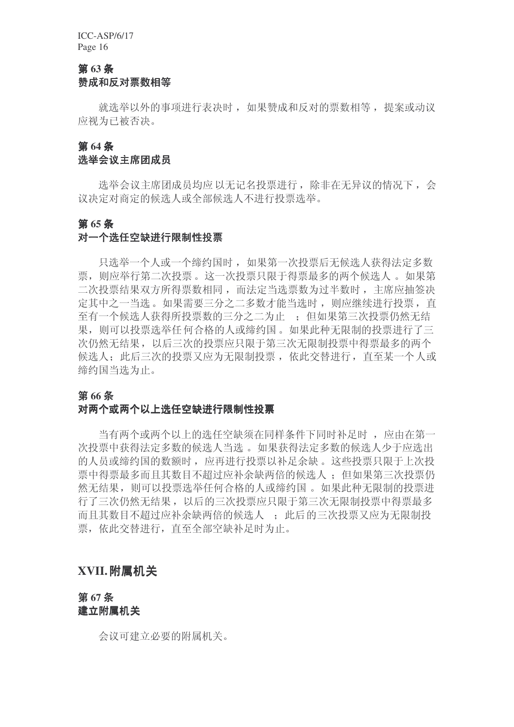### 第 63 条
### 赞成和反对票数相等

就选举以外的事项进行表决时，如果赞成和反对的票数相等，提案或动议应视为已被否决。

### 第 64 条
### 选举会议主席团成员

选举会议主席团成员均应以无记名投票进行，除非在无异议的情况下，会议决定对商定的候选人或全部候选人不进行投票选举。

### 第 65 条
### 对一个选任空缺进行限制性投票

只选举一个人或一个缔约国时，如果第一次投票后无候选人获得法定多数票，则应举行第二次投票。这一次投票只限于得票最多的两个候选人。如果第二次投票结果双方所得票数相同，而法定当选票数为过半数时，主席应抽签决定其中之一当选。如果需要三分之二多数才能当选时，则应继续进行投票，直至有一个候选人获得所投票数的三分之二为止；但如果第三次投票仍然无结果，则可以投票选举任何合格的人或缔约国。如果此种无限制的投票进行了三次仍然无结果，以后三次的投票应只限于第三次无限制投票中得票最多的两个候选人；此后三次的投票又应为无限制投票，依此交替进行，直至某一个人或缔约国当选为止。

### 第 66 条
### 对两个或两个以上选任空缺进行限制性投票

当有两个或两个以上的选任空缺须在同样条件下同时补足时，应由在第一次投票中获得法定多数的候选人当选。如果获得法定多数的候选人少于应选出的人员或缔约国的数额时，应再进行投票以补足余缺。这些投票只限于上次投票中得票最多而且其数目不超过应补余缺两倍的候选人；但如果第三次投票仍然无结果，则可以投票选举任何合格的人或缔约国。如果此种无限制的投票进行了三次仍然无结果，以后的三次投票应只限于第三次无限制投票中得票最多而且其数目不超过应补余缺两倍的候选人；此后的三次投票又应为无限制投票，依此交替进行，直至全部空缺补足时为止。

## XVII. 附属机关

### 第 67 条
### 建立附属机关

会议可建立必要的附属机关。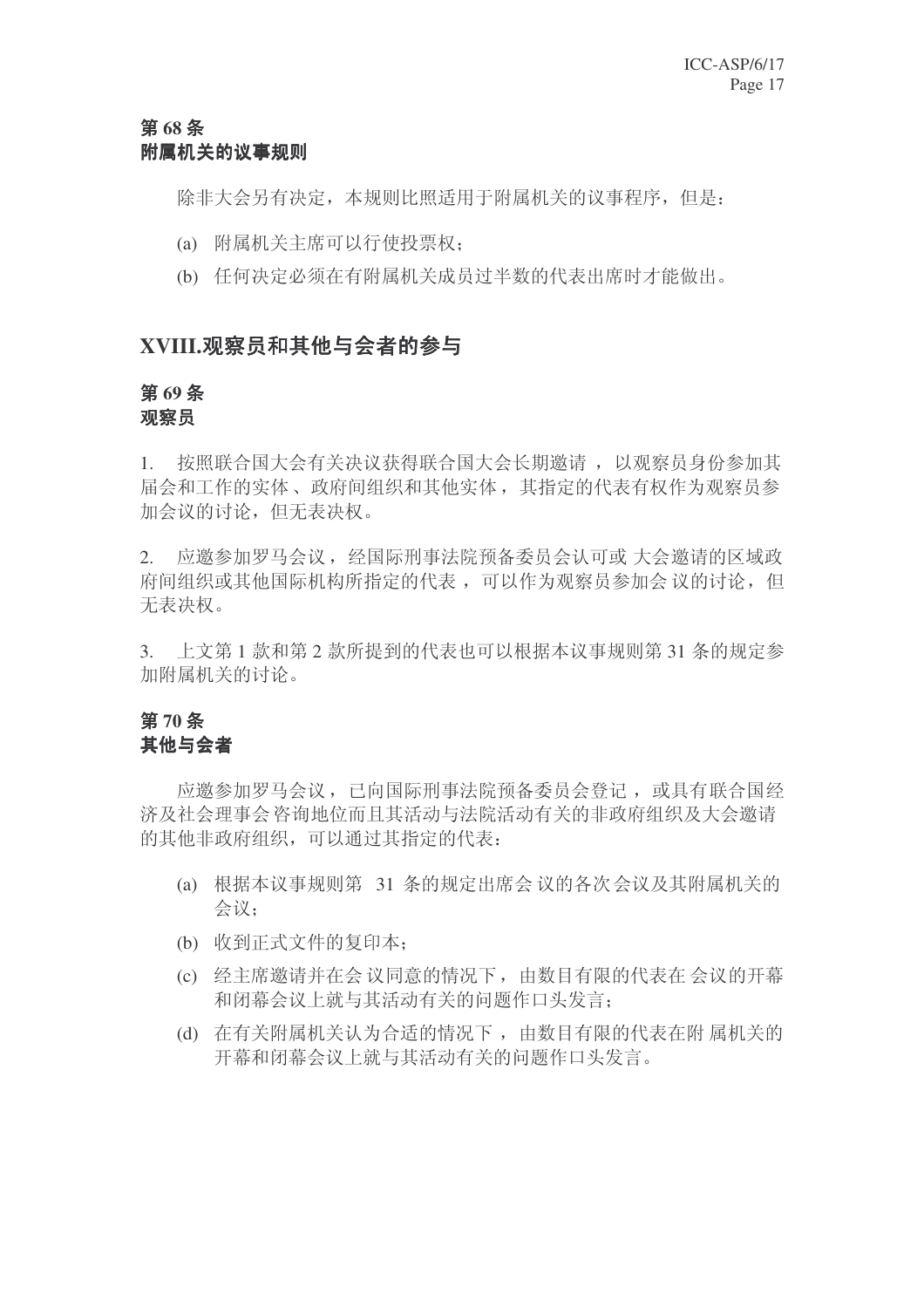**第 68 条**
**附属机关的议事规则**

除非大会另有决定，本规则比照适用于附属机关的议事程序，但是：

(a) 附属机关主席可以行使投票权；

(b) 任何决定必须在有附属机关成员过半数的代表出席时才能做出。

## XVIII.观察员和其他与会者的参与

**第 69 条**
**观察员**

1. 按照联合国大会有关决议获得联合国大会长期邀请，以观察员身份参加其届会和工作的实体、政府间组织和其他实体，其指定的代表有权作为观察员参加会议的讨论，但无表决权。

2. 应邀参加罗马会议，经国际刑事法院预备委员会认可或大会邀请的区域政府间组织或其他国际机构所指定的代表，可以作为观察员参加会议的讨论，但无表决权。

3. 上文第 1 款和第 2 款所提到的代表也可以根据本议事规则第 31 条的规定参加附属机关的讨论。

**第 70 条**
**其他与会者**

应邀参加罗马会议，已向国际刑事法院预备委员会登记，或具有联合国经济及社会理事会咨询地位而且其活动与法院活动有关的非政府组织及大会邀请的其他非政府组织，可以通过其指定的代表：

(a) 根据本议事规则第 31 条的规定出席会议的各次会议及其附属机关的会议；

(b) 收到正式文件的复印本；

(c) 经主席邀请并在会议同意的情况下，由数目有限的代表在会议的开幕和闭幕会议上就与其活动有关的问题作口头发言；

(d) 在有关附属机关认为合适的情况下，由数目有限的代表在附属机关的开幕和闭幕会议上就与其活动有关的问题作口头发言。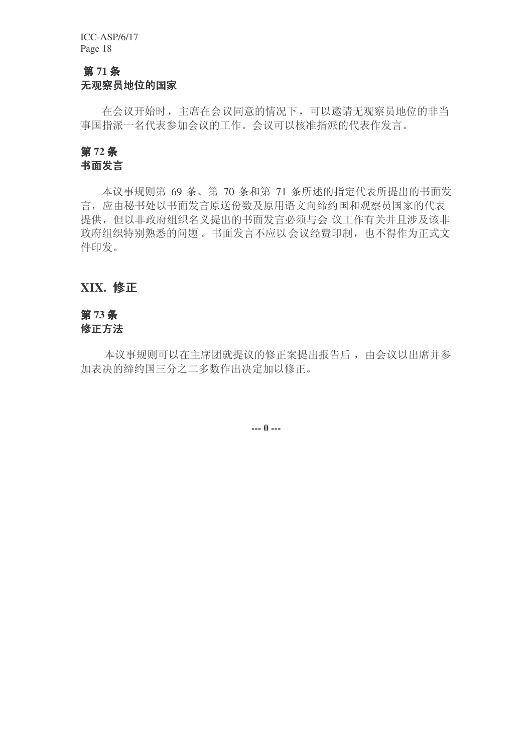**第 71 条**
**无观察员地位的国家**

在会议开始时，主席在会议同意的情况下，可以邀请无观察员地位的非当事国指派一名代表参加会议的工作。会议可以核准指派的代表作发言。

**第 72 条**
**书面发言**

本议事规则第 69 条、第 70 条和第 71 条所述的指定代表所提出的书面发言，应由秘书处以书面发言原送份数及原用语文向缔约国和观察员国家的代表提供，但以非政府组织名义提出的书面发言必须与会议工作有关并且涉及该非政府组织特别熟悉的问题。书面发言不应以会议经费印制，也不得作为正式文件印发。

## XIX. 修正

**第 73 条**
**修正方法**

本议事规则可以在主席团就提议的修正案提出报告后，由会议以出席并参加表决的缔约国三分之二多数作出决定加以修正。

--- 0 ---